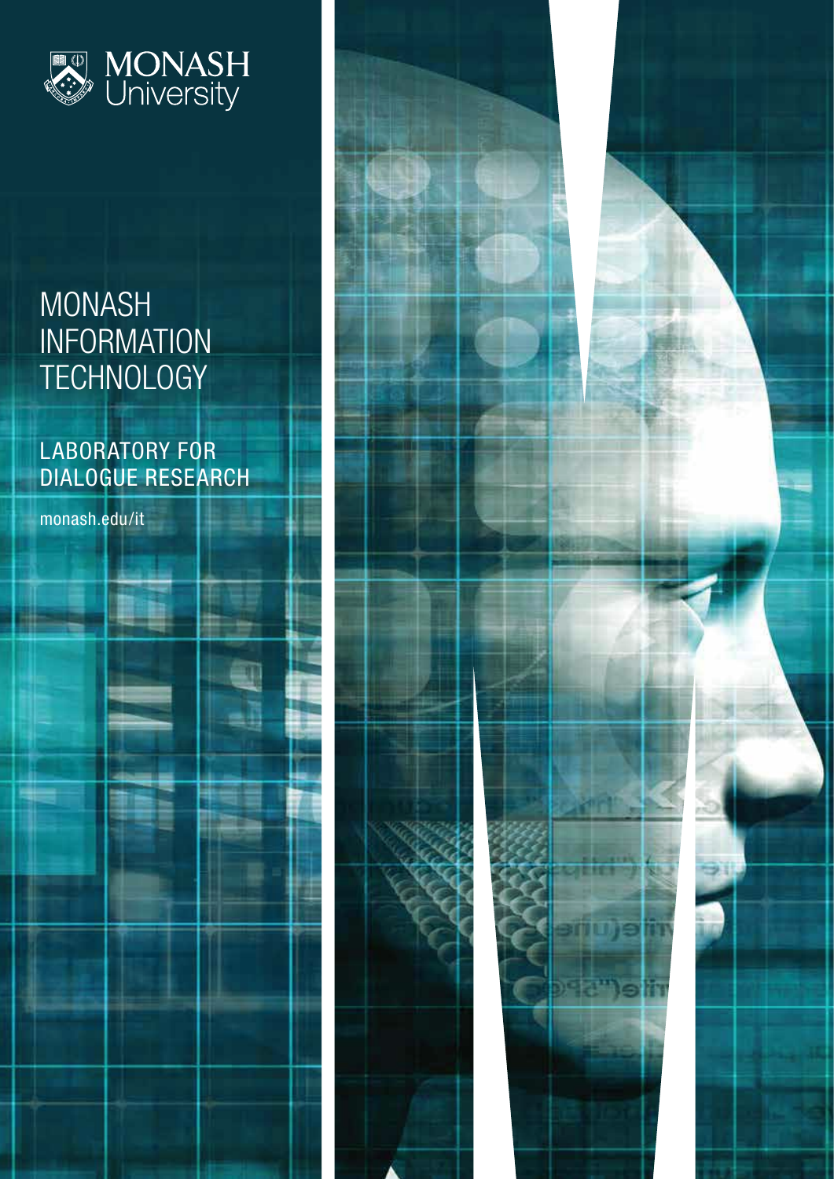MONASH University

# MONASH INFORMATION TECHNOLOGY

## LABORATORY FOR DIALOGUE RESEARCH

monash.edu/it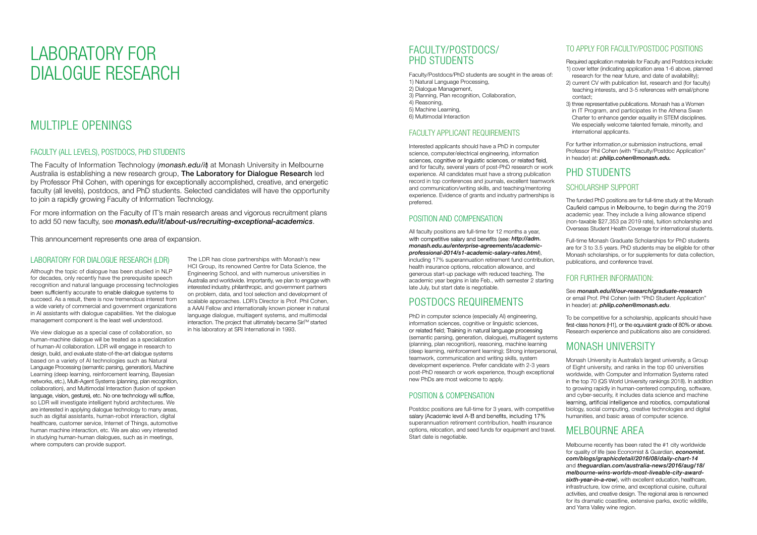# LABORATORY FOR DIALOGUE RESEARCH

## MULTIPLE OPENINGS

### FACULTY (ALL LEVELS), POSTDOCS, PHD STUDENTS

The Faculty of Information Technology (*monash.edu/it*) at Monash University in Melbourne Australia is establishing a new research group, **The Laboratory for Dialogue Research** led by Professor Phil Cohen, with openings for exceptionally accomplished, creative, and energetic faculty (all levels), postdocs, and PhD students. Selected candidates will have the opportunity to join a rapidly growing Faculty of Information Technology.

For more information on the Faculty of IT's main research areas and vigorous recruitment plans to add 50 new faculty, see ***monash.edu/it/about-us/recruiting-exceptional-academics***.

This announcement represents one area of expansion.

### LABORATORY FOR DIALOGUE RESEARCH (LDR)

Although the topic of dialogue has been studied in NLP for decades, only recently have the prerequisite speech recognition and natural language processing technologies been sufficiently accurate to enable dialogue systems to succeed. As a result, there is now tremendous interest from a wide variety of commercial and government organizations in AI assistants with dialogue capabilities. Yet the dialogue management component is the least well understood.

We view dialogue as a special case of collaboration, so human-machine dialogue will be treated as a specialization of human-AI collaboration. LDR will engage in research to design, build, and evaluate state-of-the-art dialogue systems based on a variety of AI technologies such as Natural Language Processing (semantic parsing, generation), Machine Learning (deep learning, reinforcement learning, Bayesian networks, etc.), Multi-Agent Systems (planning, plan recognition, collaboration), and Multimodal Interaction (fusion of spoken language, vision, gesture), etc. No one technology will suffice, so LDR will investigate intelligent hybrid architectures. We are interested in applying dialogue technology to many areas, such as digital assistants, human-robot interaction, digital healthcare, customer service, Internet of Things, automotive human machine interaction, etc. We are also very interested in studying human-human dialogues, such as in meetings, where computers can provide support.

The LDR has close partnerships with Monash's new HCI Group, its renowned Centre for Data Science, the Engineering School, and with numerous universities in Australia and worldwide. Importantly, we plan to engage with interested industry, philanthropic, and government partners on problem, data, and tool selection and development of scalable approaches. LDR's Director is Prof. Phil Cohen, a AAAI Fellow and internationally known pioneer in natural language dialogue, multiagent systems, and multimodal interaction. The project that ultimately became Siri™ started in his laboratory at SRI International in 1993.

## FACULTY/POSTDOCS/ PHD STUDENTS

Faculty/Postdocs/PhD students are sought in the areas of:
1) Natural Language Processing,
2) Dialogue Management,
3) Planning, Plan recognition, Collaboration,
4) Reasoning,
5) Machine Learning,
6) Multimodal Interaction

### FACULTY APPLICANT REQUIREMENTS

Interested applicants should have a PhD in computer science, computer/electrical engineering, information sciences, cognitive or linguistic sciences, or related field, and for faculty, several years of post-PhD research or work experience. All candidates must have a strong publication record in top conferences and journals, excellent teamwork and communication/writing skills, and teaching/mentoring experience. Evidence of grants and industry partnerships is preferred.

### POSITION AND COMPENSATION

All faculty positions are full-time for 12 months a year, with competitive salary and benefits (see: ***http://adm.monash.edu.au/enterprise-agreements/academic-professional-2014/s1-academic-salary-rates.html***), including 17% superannuation retirement fund contribution, health insurance options, relocation allowance, and generous start-up package with reduced teaching. The academic year begins in late Feb., with semester 2 starting late July, but start date is negotiable.

## POSTDOCS REQUIREMENTS

PhD in computer science (especially AI) engineering, information sciences, cognitive or linguistic sciences, or related field; Training in natural language processing (semantic parsing, generation, dialogue), multiagent systems (planning, plan recognition), reasoning, machine learning (deep learning, reinforcement learning); Strong interpersonal, teamwork, communication and writing skills, system development experience. Prefer candidate with 2-3 years post-PhD research or work experience, though exceptional new PhDs are most welcome to apply.

### POSITION & COMPENSATION

Postdoc positions are full-time for 3 years, with competitive salary (Academic level A-B and benefits, including 17% superannuation retirement contribution, health insurance options, relocation, and seed funds for equipment and travel. Start date is negotiable.

### TO APPLY FOR FACULTY/POSTDOC POSITIONS

Required application materials for Faculty and Postdocs include:
1) cover letter (indicating application area 1-6 above, planned research for the near future, and date of availability);
2) current CV with publication list, research and (for faculty) teaching interests, and 3-5 references with email/phone contact;
3) three representative publications. Monash has a Women in IT Program, and participates in the Athena Swan Charter to enhance gender equality in STEM disciplines. We especially welcome talented female, minority, and international applicants.

For further information,or submission instructions, email Professor Phil Cohen (with "Faculty/Postdoc Application" in header) at: ***philip.cohen@monash.edu.***

## PHD STUDENTS

### SCHOLARSHIP SUPPORT

The funded PhD positions are for full-time study at the Monash Caufield campus in Melbourne, to begin during the 2019 academic year. They include a living allowance stipend (non-taxable $27,353 pa 2019 rate), tuition scholarship and Overseas Student Health Coverage for international students.

Full-time Monash Graduate Scholarships for PhD students are for 3 to 3.5 years. PhD students may be eligible for other Monash scholarships, or for supplements for data collection, publications, and conference travel.

### FOR FURTHER INFORMATION:

See ***monash.edu/it/our-research/graduate-research*** or email Prof. Phil Cohen (with "PhD Student Application" in header) at: ***philip.cohen@monash.edu***.

To be competitive for a scholarship, applicants should have first-class honors (H1), or the equivalent grade of 80% or above. Research experience and publications also are considered.

## MONASH UNIVERSITY

Monash University is Australia's largest university, a Group of Eight university, and ranks in the top 60 universities worldwide, with Computer and Information Systems rated in the top 70 (QS World University rankings 2018). In addition to growing rapidly in human-centered computing, software, and cyber-security, it includes data science and machine learning, artificial intelligence and robotics, computational biology, social computing, creative technologies and digital humanities, and basic areas of computer science.

## MELBOURNE AREA

Melbourne recently has been rated the #1 city worldwide for quality of life (see Economist & Guardian, ***economist.com/blogs/graphicdetail/2016/08/daily-chart-14*** and ***theguardian.com/australia-news/2016/aug/18/melbourne-wins-worlds-most-liveable-city-award-sixth-year-in-a-row***), with excellent education, healthcare, infrastructure, low crime, and exceptional cuisine, cultural activities, and creative design. The regional area is renowned for its dramatic coastline, extensive parks, exotic wildlife, and Yarra Valley wine region.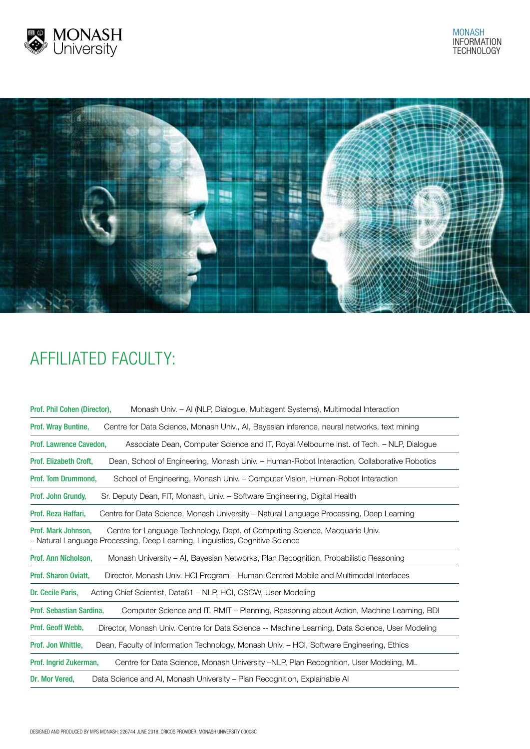# AFFILIATED FACULTY:

**Prof. Phil Cohen (Director),** Monash Univ. – AI (NLP, Dialogue, Multiagent Systems), Multimodal Interaction

**Prof. Wray Buntine,** Centre for Data Science, Monash Univ., AI, Bayesian inference, neural networks, text mining

**Prof. Lawrence Cavedon,** Associate Dean, Computer Science and IT, Royal Melbourne Inst. of Tech. – NLP, Dialogue

**Prof. Elizabeth Croft,** Dean, School of Engineering, Monash Univ. – Human-Robot Interaction, Collaborative Robotics

**Prof. Tom Drummond,** School of Engineering, Monash Univ. – Computer Vision, Human-Robot Interaction

**Prof. John Grundy,** Sr. Deputy Dean, FIT, Monash, Univ. – Software Engineering, Digital Health

**Prof. Reza Haffari,** Centre for Data Science, Monash University – Natural Language Processing, Deep Learning

**Prof. Mark Johnson,** Centre for Language Technology, Dept. of Computing Science, Macquarie Univ. – Natural Language Processing, Deep Learning, Linguistics, Cognitive Science

**Prof. Ann Nicholson,** Monash University – AI, Bayesian Networks, Plan Recognition, Probabilistic Reasoning

**Prof. Sharon Oviatt,** Director, Monash Univ. HCI Program – Human-Centred Mobile and Multimodal Interfaces

**Dr. Cecile Paris,** Acting Chief Scientist, Data61 – NLP, HCI, CSCW, User Modeling

**Prof. Sebastian Sardina,** Computer Science and IT, RMIT – Planning, Reasoning about Action, Machine Learning, BDI

**Prof. Geoff Webb,** Director, Monash Univ. Centre for Data Science -- Machine Learning, Data Science, User Modeling

**Prof. Jon Whittle,** Dean, Faculty of Information Technology, Monash Univ. – HCI, Software Engineering, Ethics

**Prof. Ingrid Zukerman,** Centre for Data Science, Monash University –NLP, Plan Recognition, User Modeling, ML

**Dr. Mor Vered,** Data Science and AI, Monash University – Plan Recognition, Explainable AI

DESIGNED AND PRODUCED BY MPS MONASH: 226744 JUNE 2018. CRICOS PROVIDER: MONASH UNIVERSITY 00008C